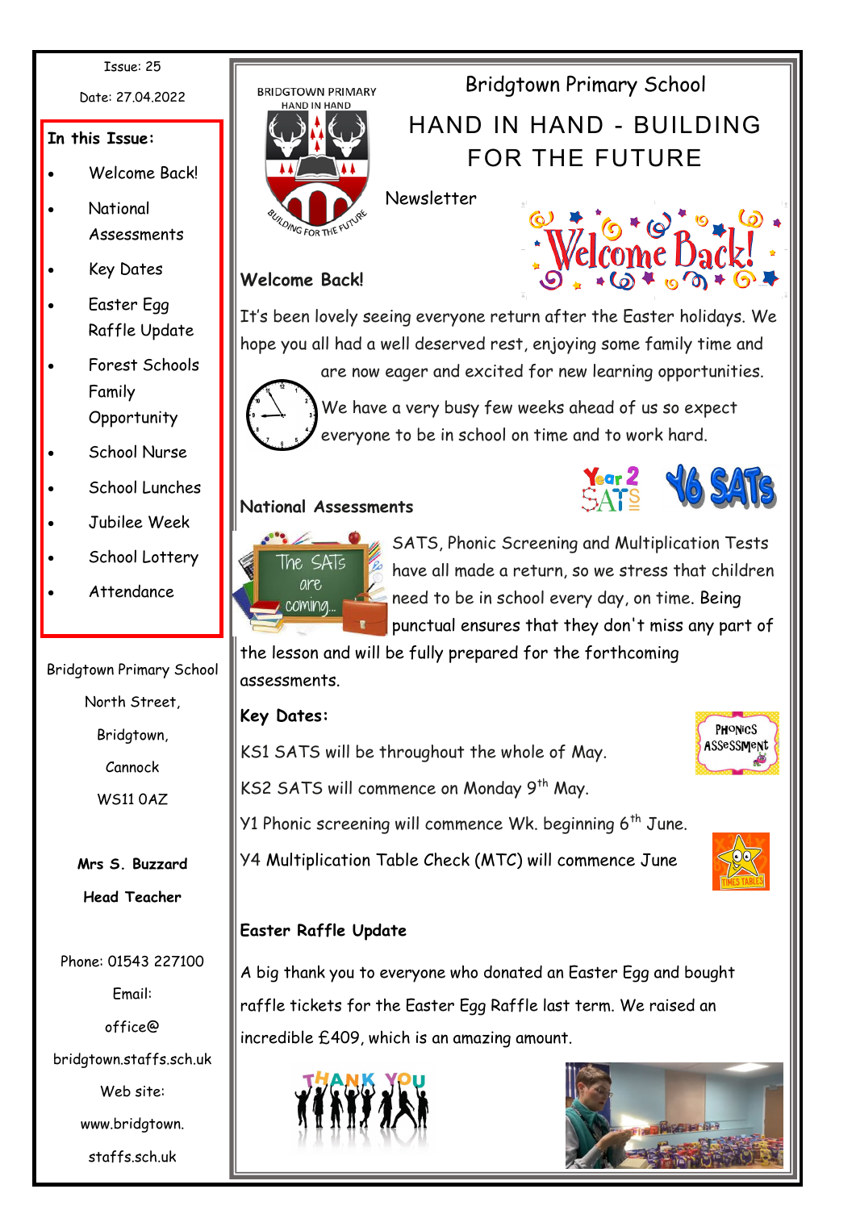Issue: 25

Date: 27.04.2022

**In this Issue:**

- Welcome Back!
- National Assessments
- Key Dates
- Easter Egg Raffle Update
- Forest Schools Family Opportunity
- School Nurse
- School Lunches
- Jubilee Week
- School Lottery
- Attendance

Bridgtown Primary School

North Street,

Bridgtown,

Cannock

WS11 0AZ

**Mrs S. Buzzard**

**Head Teacher**

Phone: 01543 227100

Email:

office@bridgtown.staffs.sch.uk

Web site:

www.bridgtown.staffs.sch.uk

# Bridgtown Primary School

## HAND IN HAND - BUILDING FOR THE FUTURE

Newsletter

### Welcome Back!

It's been lovely seeing everyone return after the Easter holidays. We hope you all had a well deserved rest, enjoying some family time and are now eager and excited for new learning opportunities.

We have a very busy few weeks ahead of us so expect everyone to be in school on time and to work hard.

### National Assessments

SATS, Phonic Screening and Multiplication Tests have all made a return, so we stress that children need to be in school every day, on time. Being punctual ensures that they don't miss any part of the lesson and will be fully prepared for the forthcoming assessments.

### Key Dates:

KS1 SATS will be throughout the whole of May.

KS2 SATS will commence on Monday 9th May.

Y1 Phonic screening will commence Wk. beginning 6th June.

Y4 Multiplication Table Check (MTC) will commence June

### Easter Raffle Update

A big thank you to everyone who donated an Easter Egg and bought raffle tickets for the Easter Egg Raffle last term. We raised an incredible £409, which is an amazing amount.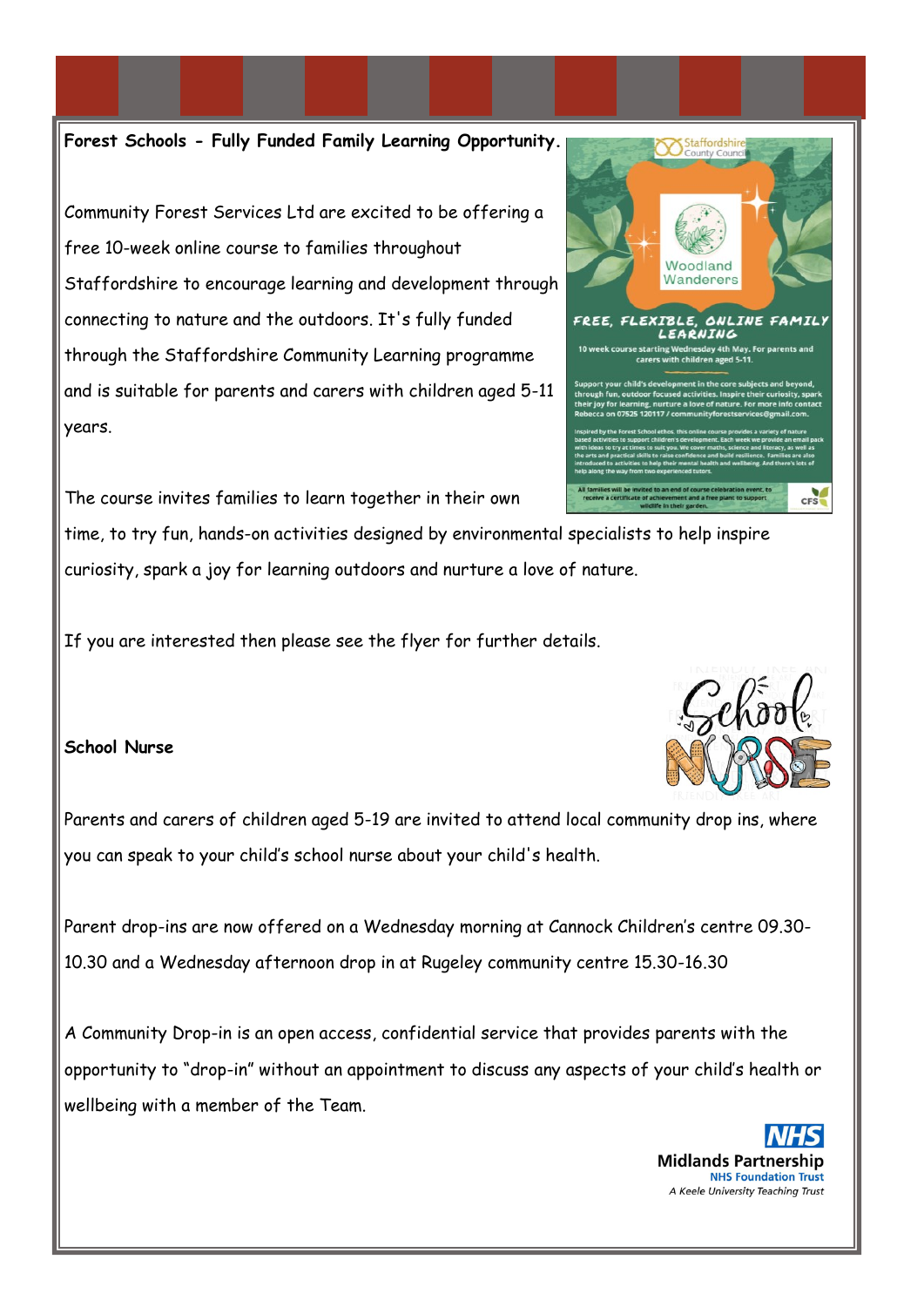**Forest Schools - Fully Funded Family Learning Opportunity.**

Community Forest Services Ltd are excited to be offering a free 10-week online course to families throughout Staffordshire to encourage learning and development through connecting to nature and the outdoors. It's fully funded through the Staffordshire Community Learning programme and is suitable for parents and carers with children aged 5-11 years.

The course invites families to learn together in their own time, to try fun, hands-on activities designed by environmental specialists to help inspire curiosity, spark a joy for learning outdoors and nurture a love of nature.

If you are interested then please see the flyer for further details.

**School Nurse**

Parents and carers of children aged 5-19 are invited to attend local community drop ins, where you can speak to your child's school nurse about your child's health.

Parent drop-ins are now offered on a Wednesday morning at Cannock Children's centre 09.30-10.30 and a Wednesday afternoon drop in at Rugeley community centre 15.30-16.30

A Community Drop-in is an open access, confidential service that provides parents with the opportunity to "drop-in" without an appointment to discuss any aspects of your child's health or wellbeing with a member of the Team.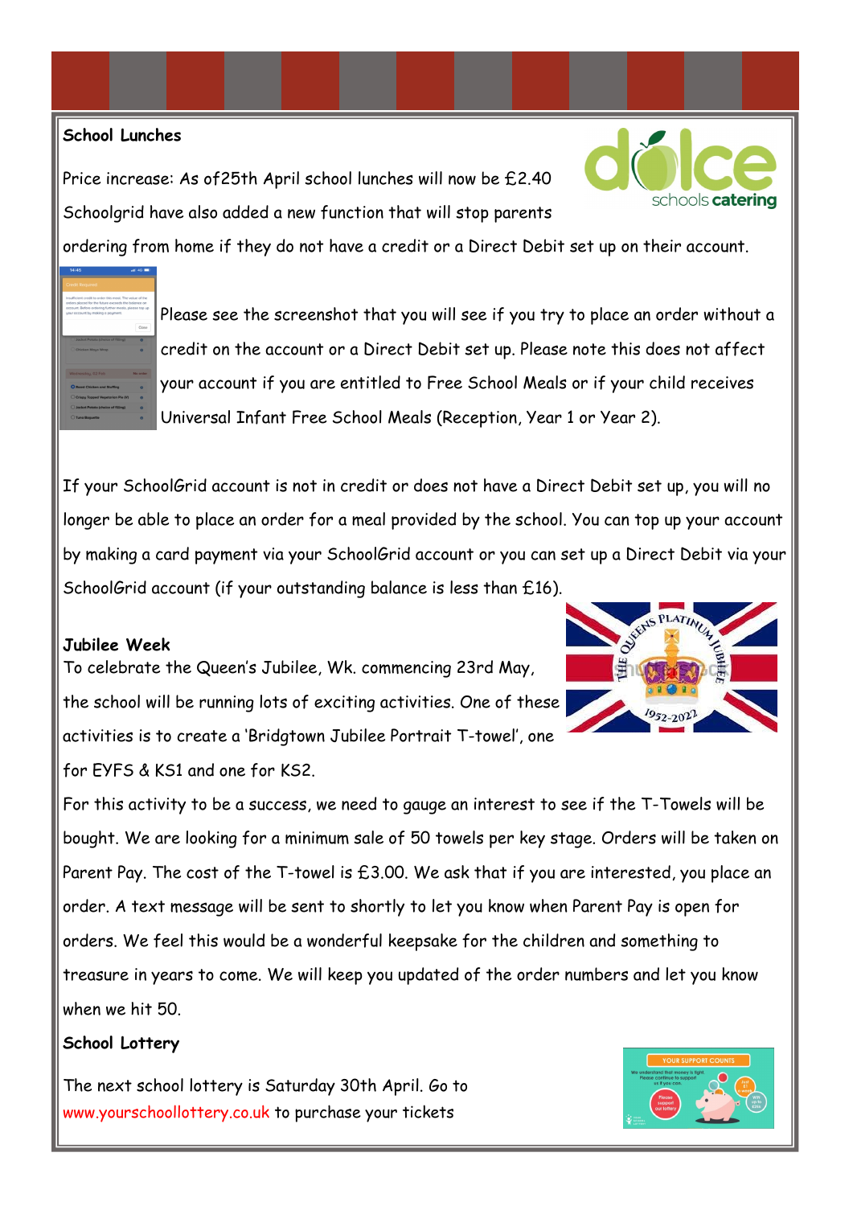**School Lunches**

Price increase: As of25th April school lunches will now be £2.40

Schoolgrid have also added a new function that will stop parents ordering from home if they do not have a credit or a Direct Debit set up on their account.

Please see the screenshot that you will see if you try to place an order without a credit on the account or a Direct Debit set up. Please note this does not affect your account if you are entitled to Free School Meals or if your child receives Universal Infant Free School Meals (Reception, Year 1 or Year 2).

If your SchoolGrid account is not in credit or does not have a Direct Debit set up, you will no longer be able to place an order for a meal provided by the school. You can top up your account by making a card payment via your SchoolGrid account or you can set up a Direct Debit via your SchoolGrid account (if your outstanding balance is less than £16).

**Jubilee Week**

To celebrate the Queen's Jubilee, Wk. commencing 23rd May, the school will be running lots of exciting activities. One of these activities is to create a 'Bridgtown Jubilee Portrait T-towel', one for EYFS & KS1 and one for KS2.

For this activity to be a success, we need to gauge an interest to see if the T-Towels will be bought. We are looking for a minimum sale of 50 towels per key stage. Orders will be taken on Parent Pay. The cost of the T-towel is £3.00. We ask that if you are interested, you place an order. A text message will be sent to shortly to let you know when Parent Pay is open for orders. We feel this would be a wonderful keepsake for the children and something to treasure in years to come. We will keep you updated of the order numbers and let you know when we hit 50.

**School Lottery**

The next school lottery is Saturday 30th April. Go to www.yourschoollottery.co.uk to purchase your tickets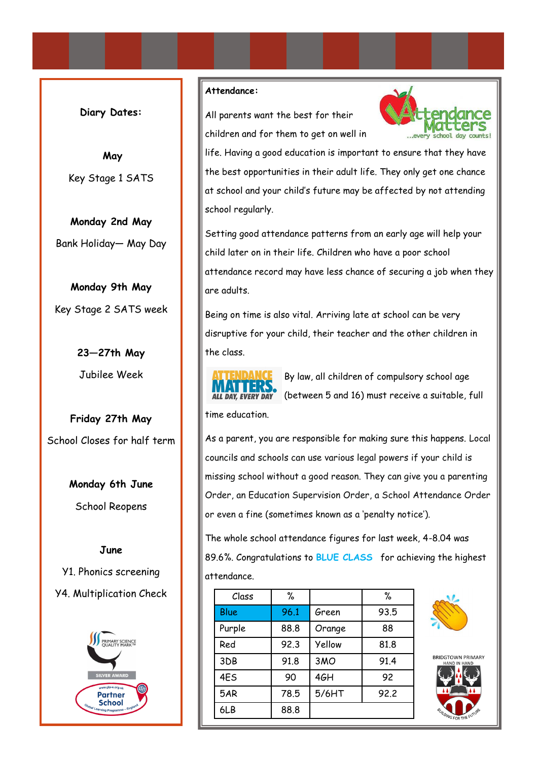**Diary Dates:**

**May**

Key Stage 1 SATS

**Monday 2nd May**

Bank Holiday— May Day

**Monday 9th May**

Key Stage 2 SATS week

**23—27th May**

Jubilee Week

**Friday 27th May**

School Closes for half term

**Monday 6th June**

School Reopens

**June**

Y1. Phonics screening

Y4. Multiplication Check

**Attendance:**

All parents want the best for their children and for them to get on well in life. Having a good education is important to ensure that they have the best opportunities in their adult life. They only get one chance at school and your child's future may be affected by not attending school regularly.

Setting good attendance patterns from an early age will help your child later on in their life. Children who have a poor school attendance record may have less chance of securing a job when they are adults.

Being on time is also vital. Arriving late at school can be very disruptive for your child, their teacher and the other children in the class.

By law, all children of compulsory school age (between 5 and 16) must receive a suitable, full time education.

As a parent, you are responsible for making sure this happens. Local councils and schools can use various legal powers if your child is missing school without a good reason. They can give you a parenting Order, an Education Supervision Order, a School Attendance Order or even a fine (sometimes known as a 'penalty notice').

The whole school attendance figures for last week, 4-8.04 was 89.6%. Congratulations to **BLUE CLASS** for achieving the highest attendance.

| Class | % | | % |
|---|---|---|---|
| Blue | 96.1 | Green | 93.5 |
| Purple | 88.8 | Orange | 88 |
| Red | 92.3 | Yellow | 81.8 |
| 3DB | 91.8 | 3MO | 91.4 |
| 4ES | 90 | 4GH | 92 |
| 5AR | 78.5 | 5/6HT | 92.2 |
| 6LB | 88.8 | | |